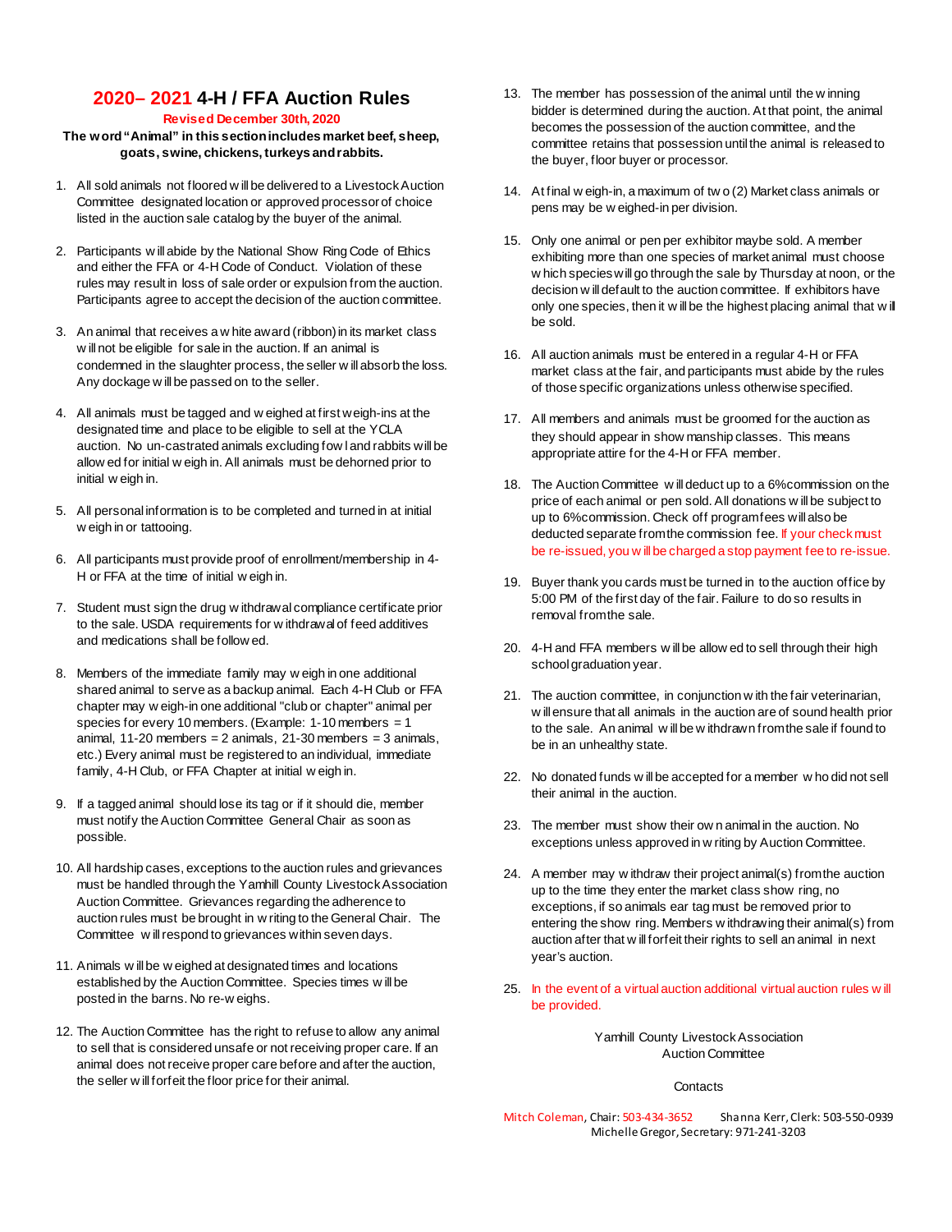# 2020– 2021 4-H / FFA Auction Rules

**Revised December 30th, 2020**

**The word "Animal" in this section includes market beef, sheep, goats, swine, chickens, turkeys and rabbits.**

1. All sold animals not floored will be delivered to a Livestock Auction Committee designated location or approved processor of choice listed in the auction sale catalog by the buyer of the animal.
2. Participants will abide by the National Show Ring Code of Ethics and either the FFA or 4-H Code of Conduct. Violation of these rules may result in loss of sale order or expulsion from the auction. Participants agree to accept the decision of the auction committee.
3. An animal that receives a white award (ribbon) in its market class will not be eligible for sale in the auction. If an animal is condemned in the slaughter process, the seller will absorb the loss. Any dockage will be passed on to the seller.
4. All animals must be tagged and weighed at first weigh-ins at the designated time and place to be eligible to sell at the YCLA auction. No un-castrated animals excluding fowl and rabbits will be allowed for initial weigh in. All animals must be dehorned prior to initial weigh in.
5. All personal information is to be completed and turned in at initial weigh in or tattooing.
6. All participants must provide proof of enrollment/membership in 4-H or FFA at the time of initial weigh in.
7. Student must sign the drug withdrawal compliance certificate prior to the sale. USDA requirements for withdrawal of feed additives and medications shall be followed.
8. Members of the immediate family may weigh in one additional shared animal to serve as a backup animal. Each 4-H Club or FFA chapter may weigh-in one additional "club or chapter" animal per species for every 10 members. (Example: 1-10 members = 1 animal, 11-20 members = 2 animals, 21-30 members = 3 animals, etc.) Every animal must be registered to an individual, immediate family, 4-H Club, or FFA Chapter at initial weigh in.
9. If a tagged animal should lose its tag or if it should die, member must notify the Auction Committee General Chair as soon as possible.
10. All hardship cases, exceptions to the auction rules and grievances must be handled through the Yamhill County Livestock Association Auction Committee. Grievances regarding the adherence to auction rules must be brought in writing to the General Chair. The Committee will respond to grievances within seven days.
11. Animals will be weighed at designated times and locations established by the Auction Committee. Species times will be posted in the barns. No re-weighs.
12. The Auction Committee has the right to refuse to allow any animal to sell that is considered unsafe or not receiving proper care. If an animal does not receive proper care before and after the auction, the seller will forfeit the floor price for their animal.
13. The member has possession of the animal until the winning bidder is determined during the auction. At that point, the animal becomes the possession of the auction committee, and the committee retains that possession until the animal is released to the buyer, floor buyer or processor.
14. At final weigh-in, a maximum of two (2) Market class animals or pens may be weighed-in per division.
15. Only one animal or pen per exhibitor maybe sold. A member exhibiting more than one species of market animal must choose which species will go through the sale by Thursday at noon, or the decision will default to the auction committee. If exhibitors have only one species, then it will be the highest placing animal that will be sold.
16. All auction animals must be entered in a regular 4-H or FFA market class at the fair, and participants must abide by the rules of those specific organizations unless otherwise specified.
17. All members and animals must be groomed for the auction as they should appear in showmanship classes. This means appropriate attire for the 4-H or FFA member.
18. The Auction Committee will deduct up to a 6% commission on the price of each animal or pen sold. All donations will be subject to up to 6% commission. Check off program fees will also be deducted separate from the commission fee. If your check must be re-issued, you will be charged a stop payment fee to re-issue.
19. Buyer thank you cards must be turned in to the auction office by 5:00 PM of the first day of the fair. Failure to do so results in removal from the sale.
20. 4-H and FFA members will be allowed to sell through their high school graduation year.
21. The auction committee, in conjunction with the fair veterinarian, will ensure that all animals in the auction are of sound health prior to the sale. An animal will be withdrawn from the sale if found to be in an unhealthy state.
22. No donated funds will be accepted for a member who did not sell their animal in the auction.
23. The member must show their own animal in the auction. No exceptions unless approved in writing by Auction Committee.
24. A member may withdraw their project animal(s) from the auction up to the time they enter the market class show ring, no exceptions, if so animals ear tag must be removed prior to entering the show ring. Members withdrawing their animal(s) from auction after that will forfeit their rights to sell an animal in next year's auction.
25. In the event of a virtual auction additional virtual auction rules will be provided.

Yamhill County Livestock Association
Auction Committee

Contacts

Mitch Coleman, Chair: 503-434-3652 Shanna Kerr, Clerk: 503-550-0939
Michelle Gregor, Secretary: 971-241-3203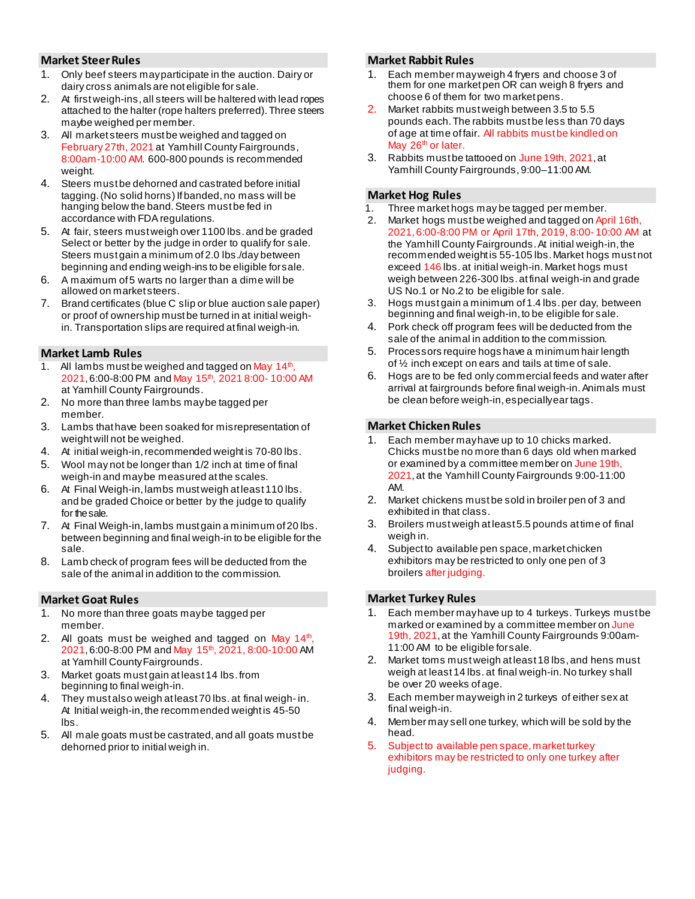## Market Steer Rules

1. Only beef steers may participate in the auction. Dairy or dairy cross animals are not eligible for sale.
2. At first weigh-ins, all steers will be haltered with lead ropes attached to the halter (rope halters preferred). Three steers may be weighed per member.
3. All market steers must be weighed and tagged on February 27th, 2021 at Yamhill County Fairgrounds, 8:00am-10:00 AM. 600-800 pounds is recommended weight.
4. Steers must be dehorned and castrated before initial tagging. (No solid horns) If banded, no mass will be hanging below the band. Steers must be fed in accordance with FDA regulations.
5. At fair, steers must weigh over 1100 lbs. and be graded Select or better by the judge in order to qualify for sale. Steers must gain a minimum of 2.0 lbs./day between beginning and ending weigh-ins to be eligible for sale.
6. A maximum of 5 warts no larger than a dime will be allowed on market steers.
7. Brand certificates (blue C slip or blue auction sale paper) or proof of ownership must be turned in at initial weigh-in. Transportation slips are required at final weigh-in.

## Market Lamb Rules

1. All lambs must be weighed and tagged on May 14th, 2021, 6:00-8:00 PM and May 15th, 2021 8:00- 10:00 AM at Yamhill County Fairgrounds.
2. No more than three lambs may be tagged per member.
3. Lambs that have been soaked for misrepresentation of weight will not be weighed.
4. At initial weigh-in, recommended weight is 70-80 lbs.
5. Wool may not be longer than 1/2 inch at time of final weigh-in and may be measured at the scales.
6. At Final Weigh-in, lambs must weigh at least 110 lbs. and be graded Choice or better by the judge to qualify for the sale.
7. At Final Weigh-in, lambs must gain a minimum of 20 lbs. between beginning and final weigh-in to be eligible for the sale.
8. Lamb check of program fees will be deducted from the sale of the animal in addition to the commission.

## Market Goat Rules

1. No more than three goats may be tagged per member.
2. All goats must be weighed and tagged on May 14th, 2021, 6:00-8:00 PM and May 15th, 2021, 8:00-10:00 AM at Yamhill County Fairgrounds.
3. Market goats must gain at least 14 lbs. from beginning to final weigh-in.
4. They must also weigh at least 70 lbs. at final weigh- in. At Initial weigh-in, the recommended weight is 45-50 lbs.
5. All male goats must be castrated, and all goats must be dehorned prior to initial weigh in.

## Market Rabbit Rules

1. Each member may weigh 4 fryers and choose 3 of them for one market pen OR can weigh 8 fryers and choose 6 of them for two market pens.
2. Market rabbits must weigh between 3.5 to 5.5 pounds each. The rabbits must be less than 70 days of age at time of fair. All rabbits must be kindled on May 26th or later.
3. Rabbits must be tattooed on June 19th, 2021, at Yamhill County Fairgrounds, 9:00–11:00 AM.

## Market Hog Rules

1. Three market hogs may be tagged per member.
2. Market hogs must be weighed and tagged on April 16th, 2021, 6:00-8:00 PM or April 17th, 2019, 8:00- 10:00 AM at the Yamhill County Fairgrounds. At initial weigh-in, the recommended weight is 55-105 lbs. Market hogs must not exceed 146 lbs. at initial weigh-in. Market hogs must weigh between 226-300 lbs. at final weigh-in and grade US No.1 or No.2 to be eligible for sale.
3. Hogs must gain a minimum of 1.4 lbs. per day, between beginning and final weigh-in, to be eligible for sale.
4. Pork check off program fees will be deducted from the sale of the animal in addition to the commission.
5. Processors require hogs have a minimum hair length of ½ inch except on ears and tails at time of sale.
6. Hogs are to be fed only commercial feeds and water after arrival at fairgrounds before final weigh-in. Animals must be clean before weigh-in, especially ear tags.

## Market Chicken Rules

1. Each member may have up to 10 chicks marked. Chicks must be no more than 6 days old when marked or examined by a committee member on June 19th, 2021, at the Yamhill County Fairgrounds 9:00-11:00 AM.
2. Market chickens must be sold in broiler pen of 3 and exhibited in that class.
3. Broilers must weigh at least 5.5 pounds at time of final weigh in.
4. Subject to available pen space, market chicken exhibitors may be restricted to only one pen of 3 broilers after judging.

## Market Turkey Rules

1. Each member may have up to 4 turkeys. Turkeys must be marked or examined by a committee member on June 19th, 2021, at the Yamhill County Fairgrounds 9:00am-11:00 AM to be eligible for sale.
2. Market toms must weigh at least 18 lbs, and hens must weigh at least 14 lbs. at final weigh-in. No turkey shall be over 20 weeks of age.
3. Each member may weigh in 2 turkeys of either sex at final weigh-in.
4. Member may sell one turkey, which will be sold by the head.
5. Subject to available pen space, market turkey exhibitors may be restricted to only one turkey after judging.